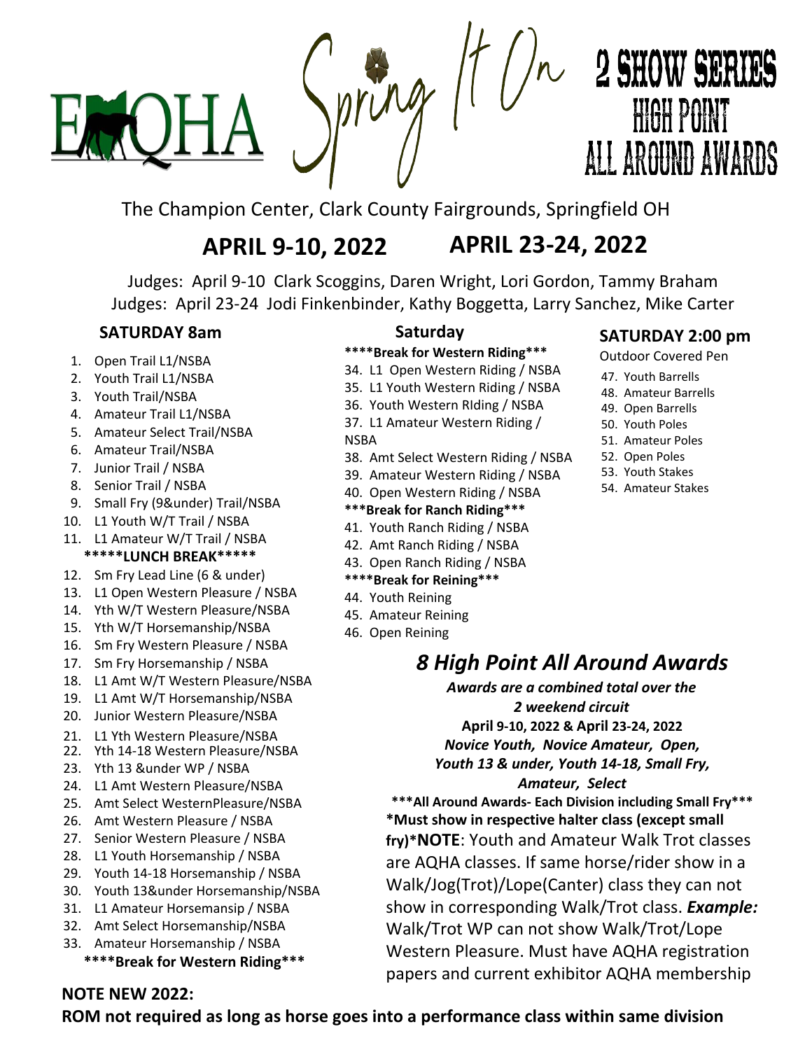# EMQHA Spring It On

## 2 SHOW SERIES HIGH POINT ALL AROUND AWARDS

The Champion Center, Clark County Fairgrounds, Springfield OH

## APRIL 9-10, 2022 APRIL 23-24, 2022

Judges: April 9-10 Clark Scoggins, Daren Wright, Lori Gordon, Tammy Braham
Judges: April 23-24 Jodi Finkenbinder, Kathy Boggetta, Larry Sanchez, Mike Carter

### SATURDAY 8am

1. Open Trail L1/NSBA
2. Youth Trail L1/NSBA
3. Youth Trail/NSBA
4. Amateur Trail L1/NSBA
5. Amateur Select Trail/NSBA
6. Amateur Trail/NSBA
7. Junior Trail / NSBA
8. Senior Trail / NSBA
9. Small Fry (9&under) Trail/NSBA
10. L1 Youth W/T Trail / NSBA
11. L1 Amateur W/T Trail / NSBA

**\*\*\*\*\*LUNCH BREAK\*\*\*\*\***

12. Sm Fry Lead Line (6 & under)
13. L1 Open Western Pleasure / NSBA
14. Yth W/T Western Pleasure/NSBA
15. Yth W/T Horsemanship/NSBA
16. Sm Fry Western Pleasure / NSBA
17. Sm Fry Horsemanship / NSBA
18. L1 Amt W/T Western Pleasure/NSBA
19. L1 Amt W/T Horsemanship/NSBA
20. Junior Western Pleasure/NSBA
21. L1 Yth Western Pleasure/NSBA
22. Yth 14-18 Western Pleasure/NSBA
23. Yth 13 &under WP / NSBA
24. L1 Amt Western Pleasure/NSBA
25. Amt Select WesternPleasure/NSBA
26. Amt Western Pleasure / NSBA
27. Senior Western Pleasure / NSBA
28. L1 Youth Horsemanship / NSBA
29. Youth 14-18 Horsemanship / NSBA
30. Youth 13&under Horsemanship/NSBA
31. L1 Amateur Horsemansip / NSBA
32. Amt Select Horsemanship/NSBA
33. Amateur Horsemanship / NSBA

**\*\*\*\*Break for Western Riding\*\*\***

### Saturday

**\*\*\*\*Break for Western Riding\*\*\***

34. L1 Open Western Riding / NSBA
35. L1 Youth Western Riding / NSBA
36. Youth Western RIding / NSBA
37. L1 Amateur Western Riding / NSBA
38. Amt Select Western Riding / NSBA
39. Amateur Western Riding / NSBA
40. Open Western Riding / NSBA

**\*\*\*Break for Ranch Riding\*\*\***

41. Youth Ranch Riding / NSBA
42. Amt Ranch Riding / NSBA
43. Open Ranch Riding / NSBA

**\*\*\*\*Break for Reining\*\*\***

44. Youth Reining
45. Amateur Reining
46. Open Reining

### SATURDAY 2:00 pm

Outdoor Covered Pen

47. Youth Barrells
48. Amateur Barrells
49. Open Barrells
50. Youth Poles
51. Amateur Poles
52. Open Poles
53. Youth Stakes
54. Amateur Stakes

## *8 High Point All Around Awards*

***Awards are a combined total over the 2 weekend circuit***

**April 9-10, 2022 & April 23-24, 2022**

***Novice Youth, Novice Amateur, Open, Youth 13 & under, Youth 14-18, Small Fry, Amateur, Select***

**\*\*\*All Around Awards- Each Division including Small Fry\*\*\***

**\*Must show in respective halter class (except small fry)\*NOTE**: Youth and Amateur Walk Trot classes are AQHA classes. If same horse/rider show in a Walk/Jog(Trot)/Lope(Canter) class they can not show in corresponding Walk/Trot class. ***Example:*** Walk/Trot WP can not show Walk/Trot/Lope Western Pleasure. Must have AQHA registration papers and current exhibitor AQHA membership

**NOTE NEW 2022:**

**ROM not required as long as horse goes into a performance class within same division**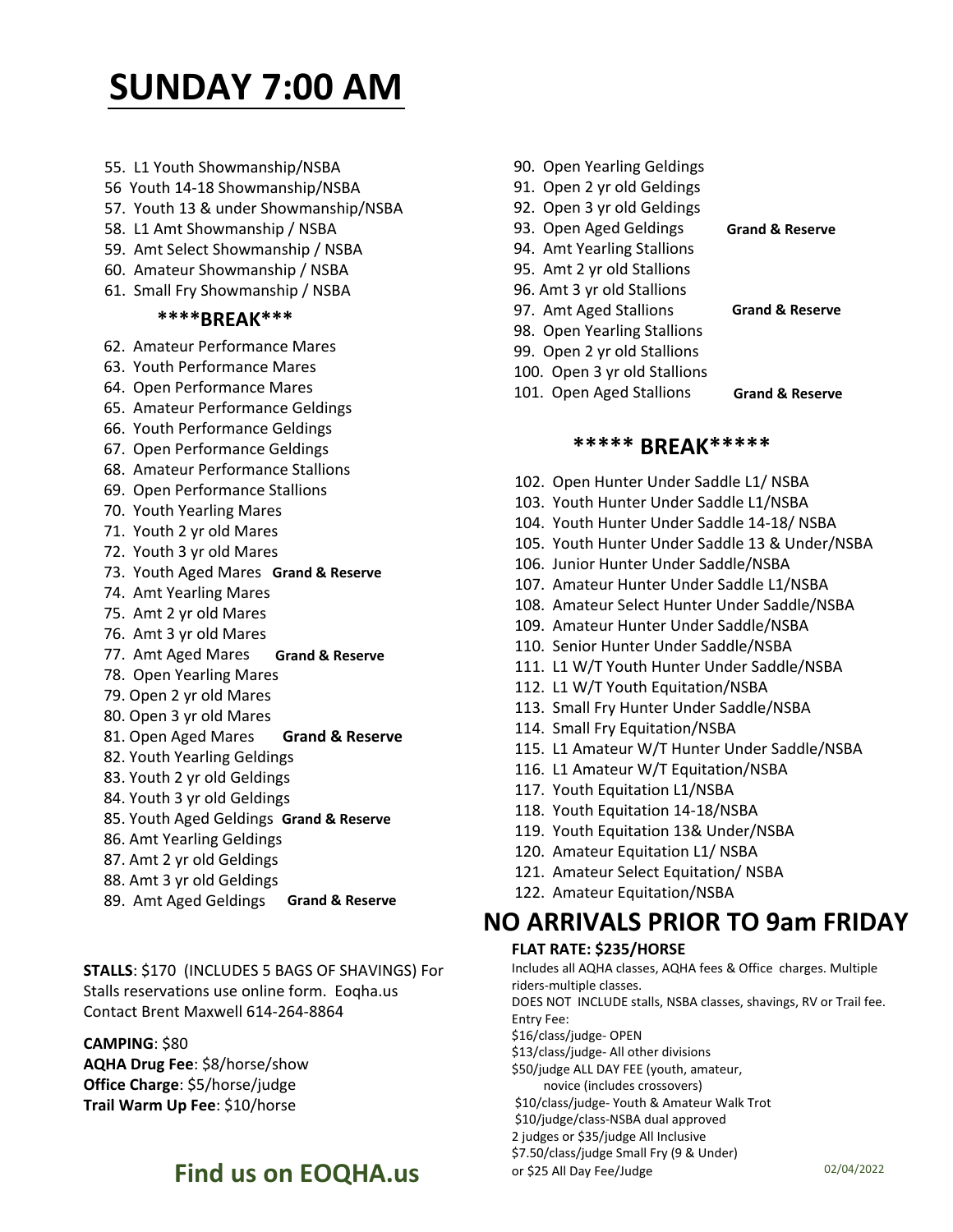# SUNDAY 7:00 AM

55. L1 Youth Showmanship/NSBA
56. Youth 14-18 Showmanship/NSBA
57. Youth 13 & under Showmanship/NSBA
58. L1 Amt Showmanship / NSBA
59. Amt Select Showmanship / NSBA
60. Amateur Showmanship / NSBA
61. Small Fry Showmanship / NSBA

**\*\*\*\*BREAK\*\*\***

62. Amateur Performance Mares
63. Youth Performance Mares
64. Open Performance Mares
65. Amateur Performance Geldings
66. Youth Performance Geldings
67. Open Performance Geldings
68. Amateur Performance Stallions
69. Open Performance Stallions
70. Youth Yearling Mares
71. Youth 2 yr old Mares
72. Youth 3 yr old Mares
73. Youth Aged Mares **Grand & Reserve**
74. Amt Yearling Mares
75. Amt 2 yr old Mares
76. Amt 3 yr old Mares
77. Amt Aged Mares **Grand & Reserve**
78. Open Yearling Mares
79. Open 2 yr old Mares
80. Open 3 yr old Mares
81. Open Aged Mares **Grand & Reserve**
82. Youth Yearling Geldings
83. Youth 2 yr old Geldings
84. Youth 3 yr old Geldings
85. Youth Aged Geldings **Grand & Reserve**
86. Amt Yearling Geldings
87. Amt 2 yr old Geldings
88. Amt 3 yr old Geldings
89. Amt Aged Geldings **Grand & Reserve**
90. Open Yearling Geldings
91. Open 2 yr old Geldings
92. Open 3 yr old Geldings
93. Open Aged Geldings **Grand & Reserve**
94. Amt Yearling Stallions
95. Amt 2 yr old Stallions
96. Amt 3 yr old Stallions
97. Amt Aged Stallions **Grand & Reserve**
98. Open Yearling Stallions
99. Open 2 yr old Stallions
100. Open 3 yr old Stallions
101. Open Aged Stallions **Grand & Reserve**

**\*\*\*\*\* BREAK\*\*\*\*\***

102. Open Hunter Under Saddle L1/ NSBA
103. Youth Hunter Under Saddle L1/NSBA
104. Youth Hunter Under Saddle 14-18/ NSBA
105. Youth Hunter Under Saddle 13 & Under/NSBA
106. Junior Hunter Under Saddle/NSBA
107. Amateur Hunter Under Saddle L1/NSBA
108. Amateur Select Hunter Under Saddle/NSBA
109. Amateur Hunter Under Saddle/NSBA
110. Senior Hunter Under Saddle/NSBA
111. L1 W/T Youth Hunter Under Saddle/NSBA
112. L1 W/T Youth Equitation/NSBA
113. Small Fry Hunter Under Saddle/NSBA
114. Small Fry Equitation/NSBA
115. L1 Amateur W/T Hunter Under Saddle/NSBA
116. L1 Amateur W/T Equitation/NSBA
117. Youth Equitation L1/NSBA
118. Youth Equitation 14-18/NSBA
119. Youth Equitation 13& Under/NSBA
120. Amateur Equitation L1/ NSBA
121. Amateur Select Equitation/ NSBA
122. Amateur Equitation/NSBA

**STALLS**: $170 (INCLUDES 5 BAGS OF SHAVINGS) For Stalls reservations use online form. Eoqha.us
Contact Brent Maxwell 614-264-8864

**CAMPING**: $80
**AQHA Drug Fee**: $8/horse/show
**Office Charge**: $5/horse/judge
**Trail Warm Up Fee**: $10/horse

## Find us on EOQHA.us

## NO ARRIVALS PRIOR TO 9am FRIDAY

**FLAT RATE: $235/HORSE**

Includes all AQHA classes, AQHA fees & Office charges. Multiple riders-multiple classes.
DOES NOT INCLUDE stalls, NSBA classes, shavings, RV or Trail fee.
Entry Fee:
$16/class/judge- OPEN
$13/class/judge- All other divisions
$50/judge ALL DAY FEE (youth, amateur, novice (includes crossovers)
$10/class/judge- Youth & Amateur Walk Trot
$10/judge/class-NSBA dual approved
2 judges or $35/judge All Inclusive
$7.50/class/judge Small Fry (9 & Under)
or $25 All Day Fee/Judge

02/04/2022